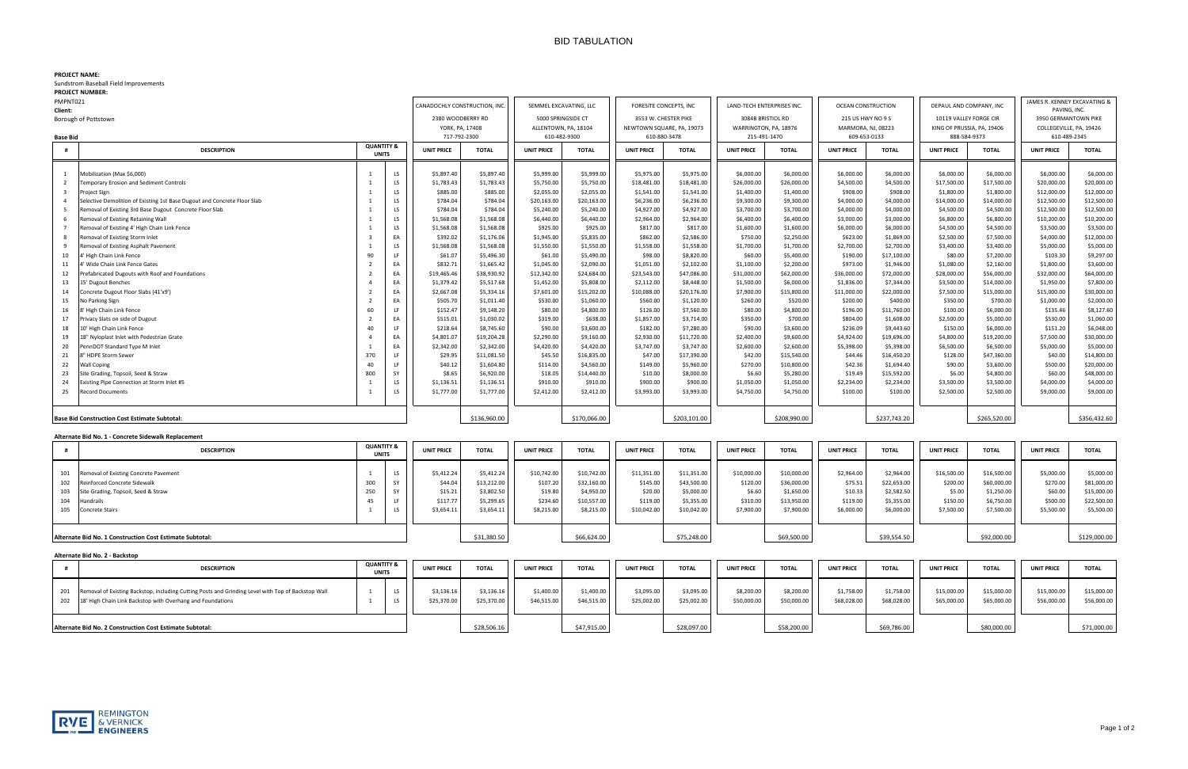# BID TABULATION

**PROJECT NAME:**
Sundstrom Baseball Field Improvements
**PROJECT NUMBER:**
PMPNT021
**Client:**
Borough of Pottstown

**Base Bid**

| # | DESCRIPTION | QUANTITY & UNITS | | CANADOCHLY CONSTRUCTION, INC. 2380 WOODBERRY RD YORK, PA, 17408 717-792-2300 | | SEMMEL EXCAVATING, LLC 5000 SPRINGSIDE CT ALLENTOWN, PA, 18104 610-482-9300 | | FORESITE CONCEPTS, INC 3553 W. CHESTER PIKE NEWTOWN SQUARE, PA, 19073 610-880-3478 | | LAND-TECH ENTERPRISES INC. 3084B BRISTIOL RD WARRINGTON, PA, 18976 215-491-1470 | | OCEAN CONSTRUCTION 215 US HWY NO 9 S MARMORA, NJ, 08223 609-653-0133 | | DEPAUL AND COMPANY, INC 10119 VALLEY FORGE CIR KING OF PRUSSIA, PA, 19406 888-584-9373 | | JAMES R. KENNEY EXCAVATING & PAVING, INC. 3950 GERMANTOWN PIKE COLLEGEVILLE, PA, 19426 610-489-2345 | |
|---|---|---|---|---|---|---|---|---|---|---|---|---|---|---|---|---|---|
| | | | | UNIT PRICE | TOTAL | UNIT PRICE | TOTAL | UNIT PRICE | TOTAL | UNIT PRICE | TOTAL | UNIT PRICE | TOTAL | UNIT PRICE | TOTAL | UNIT PRICE | TOTAL |
| 1 | Mobilization (Max $6,000) | 1 | LS | $5,897.40 | $5,897.40 | $5,999.00 | $5,999.00 | $5,975.00 | $5,975.00 | $6,000.00 | $6,000.00 | $6,000.00 | $6,000.00 | $6,000.00 | $6,000.00 | $6,000.00 | $6,000.00 |
| 2 | Temporary Erosion and Sediment Controls | 1 | LS | $1,783.43 | $1,783.43 | $5,750.00 | $5,750.00 | $18,481.00 | $18,481.00 | $26,000.00 | $26,000.00 | $4,500.00 | $4,500.00 | $17,500.00 | $17,500.00 | $20,000.00 | $20,000.00 |
| 3 | Project Sign | 1 | LS | $885.00 | $885.00 | $2,055.00 | $2,055.00 | $1,541.00 | $1,541.00 | $1,400.00 | $1,400.00 | $908.00 | $908.00 | $1,800.00 | $1,800.00 | $12,000.00 | $12,000.00 |
| 4 | Selective Demolition of Existing 1st Base Dugout and Concrete Floor Slab | 1 | LS | $784.04 | $784.04 | $20,163.00 | $20,163.00 | $6,236.00 | $6,236.00 | $9,300.00 | $9,300.00 | $4,000.00 | $4,000.00 | $14,000.00 | $14,000.00 | $12,500.00 | $12,500.00 |
| 5 | Removal of Existing 3rd Base Dugout Concrete Floor Slab | 1 | LS | $784.04 | $784.04 | $5,240.00 | $5,240.00 | $4,927.00 | $4,927.00 | $3,700.00 | $3,700.00 | $4,000.00 | $4,000.00 | $4,500.00 | $4,500.00 | $12,500.00 | $12,500.00 |
| 6 | Removal of Existing Retaining Wall | 1 | LS | $1,568.08 | $1,568.08 | $6,440.00 | $6,440.00 | $2,964.00 | $2,964.00 | $6,400.00 | $6,400.00 | $3,000.00 | $3,000.00 | $6,800.00 | $6,800.00 | $10,200.00 | $10,200.00 |
| 7 | Removal of Existing 4' High Chain Link Fence | 1 | LS | $1,568.08 | $1,568.08 | $925.00 | $925.00 | $817.00 | $817.00 | $1,600.00 | $1,600.00 | $6,000.00 | $6,000.00 | $4,500.00 | $4,500.00 | $3,500.00 | $3,500.00 |
| 8 | Removal of Existing Storm Inlet | 3 | EA | $392.02 | $1,176.06 | $1,945.00 | $5,835.00 | $862.00 | $2,586.00 | $750.00 | $2,250.00 | $623.00 | $1,869.00 | $2,500.00 | $7,500.00 | $4,000.00 | $12,000.00 |
| 9 | Removal of Existing Asphalt Pavement | 1 | LS | $1,568.08 | $1,568.08 | $1,550.00 | $1,550.00 | $1,558.00 | $1,558.00 | $1,700.00 | $1,700.00 | $2,700.00 | $2,700.00 | $3,400.00 | $3,400.00 | $5,000.00 | $5,000.00 |
| 10 | 4' High Chain Link Fence | 90 | LF | $61.07 | $5,496.30 | $61.00 | $5,490.00 | $98.00 | $8,820.00 | $60.00 | $5,400.00 | $190.00 | $17,100.00 | $80.00 | $7,200.00 | $103.30 | $9,297.00 |
| 11 | 4' Wide Chain Link Fence Gates | 2 | EA | $832.71 | $1,665.42 | $1,045.00 | $2,090.00 | $1,051.00 | $2,102.00 | $1,100.00 | $2,200.00 | $973.00 | $1,946.00 | $1,080.00 | $2,160.00 | $1,800.00 | $3,600.00 |
| 12 | Prefabricated Dugouts with Roof and Foundations | 2 | EA | $19,465.46 | $38,930.92 | $12,342.00 | $24,684.00 | $23,543.00 | $47,086.00 | $31,000.00 | $62,000.00 | $36,000.00 | $72,000.00 | $28,000.00 | $56,000.00 | $32,000.00 | $64,000.00 |
| 13 | 15' Dugout Benches | 4 | EA | $1,379.42 | $5,517.68 | $1,452.00 | $5,808.00 | $2,112.00 | $8,448.00 | $1,500.00 | $6,000.00 | $1,836.00 | $7,344.00 | $3,500.00 | $14,000.00 | $1,950.00 | $7,800.00 |
| 14 | Concrete Dugout Floor Slabs (41'x9') | 2 | EA | $2,667.08 | $5,334.16 | $7,601.00 | $15,202.00 | $10,088.00 | $20,176.00 | $7,900.00 | $15,800.00 | $11,000.00 | $22,000.00 | $7,500.00 | $15,000.00 | $15,000.00 | $30,000.00 |
| 15 | No Parking Sign | 2 | EA | $505.70 | $1,011.40 | $530.00 | $1,060.00 | $560.00 | $1,120.00 | $260.00 | $520.00 | $200.00 | $400.00 | $350.00 | $700.00 | $1,000.00 | $2,000.00 |
| 16 | 8' High Chain Link Fence | 60 | LF | $152.47 | $9,148.20 | $80.00 | $4,800.00 | $126.00 | $7,560.00 | $80.00 | $4,800.00 | $196.00 | $11,760.00 | $100.00 | $6,000.00 | $135.46 | $8,127.60 |
| 17 | Privacy Slats on side of Dugout | 2 | EA | $515.01 | $1,030.02 | $319.00 | $638.00 | $1,857.00 | $3,714.00 | $350.00 | $700.00 | $804.00 | $1,608.00 | $2,500.00 | $5,000.00 | $530.00 | $1,060.00 |
| 18 | 10' High Chain Link Fence | 40 | LF | $218.64 | $8,745.60 | $90.00 | $3,600.00 | $182.00 | $7,280.00 | $90.00 | $3,600.00 | $236.09 | $9,443.60 | $150.00 | $6,000.00 | $151.20 | $6,048.00 |
| 19 | 18" Nyloplast Inlet with Pedestrian Grate | 4 | EA | $4,801.07 | $19,204.28 | $2,290.00 | $9,160.00 | $2,930.00 | $11,720.00 | $2,400.00 | $9,600.00 | $4,924.00 | $19,696.00 | $4,800.00 | $19,200.00 | $7,500.00 | $30,000.00 |
| 20 | PennDOT Standard Type M Inlet | 1 | EA | $2,342.00 | $2,342.00 | $4,420.00 | $4,420.00 | $3,747.00 | $3,747.00 | $2,600.00 | $2,600.00 | $5,398.00 | $5,398.00 | $6,500.00 | $6,500.00 | $5,000.00 | $5,000.00 |
| 21 | 8" HDPE Storm Sewer | 370 | LF | $29.95 | $11,081.50 | $45.50 | $16,835.00 | $47.00 | $17,390.00 | $42.00 | $15,540.00 | $44.46 | $16,450.20 | $128.00 | $47,360.00 | $40.00 | $14,800.00 |
| 22 | Wall Coping | 40 | LF | $40.12 | $1,604.80 | $114.00 | $4,560.00 | $149.00 | $5,960.00 | $270.00 | $10,800.00 | $42.36 | $1,694.40 | $90.00 | $3,600.00 | $500.00 | $20,000.00 |
| 23 | Site Grading, Topsoil, Seed & Straw | 800 | SY | $8.65 | $6,920.00 | $18.05 | $14,440.00 | $10.00 | $8,000.00 | $6.60 | $5,280.00 | $19.49 | $15,592.00 | $6.00 | $4,800.00 | $60.00 | $48,000.00 |
| 24 | Existing Pipe Connection at Storm Inlet #5 | 1 | LS | $1,136.51 | $1,136.51 | $910.00 | $910.00 | $900.00 | $900.00 | $1,050.00 | $1,050.00 | $2,234.00 | $2,234.00 | $3,500.00 | $3,500.00 | $4,000.00 | $4,000.00 |
| 25 | Record Documents | 1 | LS | $1,777.00 | $1,777.00 | $2,412.00 | $2,412.00 | $3,993.00 | $3,993.00 | $4,750.00 | $4,750.00 | $100.00 | $100.00 | $2,500.00 | $2,500.00 | $9,000.00 | $9,000.00 |
| **Base Bid Construction Cost Estimate Subtotal:** | | | | | $136,960.00 | | $170,066.00 | | $203,101.00 | | $208,990.00 | | $237,743.20 | | $265,520.00 | | $356,432.60 |

**Alternate Bid No. 1 - Concrete Sidewalk Replacement**

| # | DESCRIPTION | QUANTITY & UNITS | | UNIT PRICE | TOTAL | UNIT PRICE | TOTAL | UNIT PRICE | TOTAL | UNIT PRICE | TOTAL | UNIT PRICE | TOTAL | UNIT PRICE | TOTAL | UNIT PRICE | TOTAL |
|---|---|---|---|---|---|---|---|---|---|---|---|---|---|---|---|---|---|
| 101 | Removal of Existing Concrete Pavement | 1 | LS | $5,412.24 | $5,412.24 | $10,742.00 | $10,742.00 | $11,351.00 | $11,351.00 | $10,000.00 | $10,000.00 | $2,964.00 | $2,964.00 | $16,500.00 | $16,500.00 | $5,000.00 | $5,000.00 |
| 102 | Reinforced Concrete Sidewalk | 300 | SY | $44.04 | $13,212.00 | $107.20 | $32,160.00 | $145.00 | $43,500.00 | $120.00 | $36,000.00 | $75.51 | $22,653.00 | $200.00 | $60,000.00 | $270.00 | $81,000.00 |
| 103 | Site Grading, Topsoil, Seed & Straw | 250 | SY | $15.21 | $3,802.50 | $19.80 | $4,950.00 | $20.00 | $5,000.00 | $6.60 | $1,650.00 | $10.33 | $2,582.50 | $5.00 | $1,250.00 | $60.00 | $15,000.00 |
| 104 | Handrails | 45 | LF | $117.77 | $5,299.65 | $234.60 | $10,557.00 | $119.00 | $5,355.00 | $310.00 | $13,950.00 | $119.00 | $5,355.00 | $150.00 | $6,750.00 | $500.00 | $22,500.00 |
| 105 | Concrete Stairs | 1 | LS | $3,654.11 | $3,654.11 | $8,215.00 | $8,215.00 | $10,042.00 | $10,042.00 | $7,900.00 | $7,900.00 | $6,000.00 | $6,000.00 | $7,500.00 | $7,500.00 | $5,500.00 | $5,500.00 |
| **Alternate Bid No. 1 Construction Cost Estimate Subtotal:** | | | | | $31,380.50 | | $66,624.00 | | $75,248.00 | | $69,500.00 | | $39,554.50 | | $92,000.00 | | $129,000.00 |

**Alternate Bid No. 2 - Backstop**

| # | DESCRIPTION | QUANTITY & UNITS | | UNIT PRICE | TOTAL | UNIT PRICE | TOTAL | UNIT PRICE | TOTAL | UNIT PRICE | TOTAL | UNIT PRICE | TOTAL | UNIT PRICE | TOTAL | UNIT PRICE | TOTAL |
|---|---|---|---|---|---|---|---|---|---|---|---|---|---|---|---|---|---|
| 201 | Removal of Existing Backstop, including Cutting Posts and Grinding Level with Top of Backstop Wall | 1 | LS | $3,136.16 | $3,136.16 | $1,400.00 | $1,400.00 | $3,095.00 | $3,095.00 | $8,200.00 | $8,200.00 | $1,758.00 | $1,758.00 | $15,000.00 | $15,000.00 | $15,000.00 | $15,000.00 |
| 202 | 18' High Chain Link Backstop with Overhang and Foundations | 1 | LS | $25,370.00 | $25,370.00 | $46,515.00 | $46,515.00 | $25,002.00 | $25,002.00 | $50,000.00 | $50,000.00 | $68,028.00 | $68,028.00 | $65,000.00 | $65,000.00 | $56,000.00 | $56,000.00 |
| **Alternate Bid No. 2 Construction Cost Estimate Subtotal:** | | | | | $28,506.16 | | $47,915.00 | | $28,097.00 | | $58,200.00 | | $69,786.00 | | $80,000.00 | | $71,000.00 |

REMINGTON & VERNICK ENGINEERS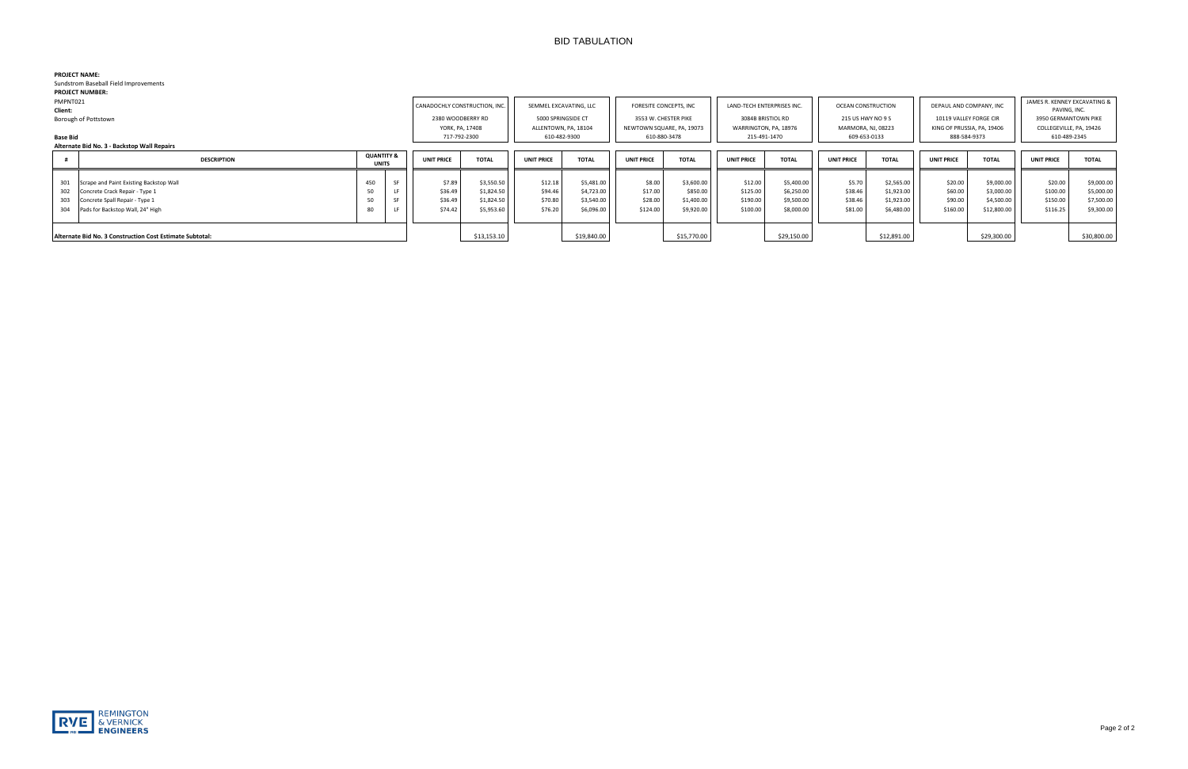# BID TABULATION

**PROJECT NAME:**
Sundstrom Baseball Field Improvements
**PROJECT NUMBER:**
PMPNT021
**Client:**
Borough of Pottstown

**Base Bid**
**Alternate Bid No. 3 - Backstop Wall Repairs**

| # | DESCRIPTION | QUANTITY & UNITS | | CANADOCHLY CONSTRUCTION, INC. 2380 WOODBERRY RD YORK, PA, 17408 717-792-2300 | | SEMMEL EXCAVATING, LLC 5000 SPRINGSIDE CT ALLENTOWN, PA, 18104 610-482-9300 | | FORESITE CONCEPTS, INC 3553 W. CHESTER PIKE NEWTOWN SQUARE, PA, 19073 610-880-3478 | | LAND-TECH ENTERPRISES INC. 3084B BRISTIOL RD WARRINGTON, PA, 18976 215-491-1470 | | OCEAN CONSTRUCTION 215 US HWY NO 9 S MARMORA, NJ, 08223 609-653-0133 | | DEPAUL AND COMPANY, INC 10119 VALLEY FORGE CIR KING OF PRUSSIA, PA, 19406 888-584-9373 | | JAMES R. KENNEY EXCAVATING & PAVING, INC. 3950 GERMANTOWN PIKE COLLEGEVILLE, PA, 19426 610-489-2345 | |
|---|---|---|---|---|---|---|---|---|---|---|---|---|---|---|---|---|---|
| | | | | UNIT PRICE | TOTAL | UNIT PRICE | TOTAL | UNIT PRICE | TOTAL | UNIT PRICE | TOTAL | UNIT PRICE | TOTAL | UNIT PRICE | TOTAL | UNIT PRICE | TOTAL |
| 301 | Scrape and Paint Existing Backstop Wall | 450 | SF | $7.89 | $3,550.50 | $12.18 | $5,481.00 | $8.00 | $3,600.00 | $12.00 | $5,400.00 | $5.70 | $2,565.00 | $20.00 | $9,000.00 | $20.00 | $9,000.00 |
| 302 | Concrete Crack Repair - Type 1 | 50 | LF | $36.49 | $1,824.50 | $94.46 | $4,723.00 | $17.00 | $850.00 | $125.00 | $6,250.00 | $38.46 | $1,923.00 | $60.00 | $3,000.00 | $100.00 | $5,000.00 |
| 303 | Concrete Spall Repair - Type 1 | 50 | SF | $36.49 | $1,824.50 | $70.80 | $3,540.00 | $28.00 | $1,400.00 | $190.00 | $9,500.00 | $38.46 | $1,923.00 | $90.00 | $4,500.00 | $150.00 | $7,500.00 |
| 304 | Pads for Backstop Wall, 24" High | 80 | LF | $74.42 | $5,953.60 | $76.20 | $6,096.00 | $124.00 | $9,920.00 | $100.00 | $8,000.00 | $81.00 | $6,480.00 | $160.00 | $12,800.00 | $116.25 | $9,300.00 |
| **Alternate Bid No. 3 Construction Cost Estimate Subtotal:** | | | | | $13,153.10 | | $19,840.00 | | $15,770.00 | | $29,150.00 | | $12,891.00 | | $29,300.00 | | $30,800.00 |

REMINGTON & VERNICK ENGINEERS